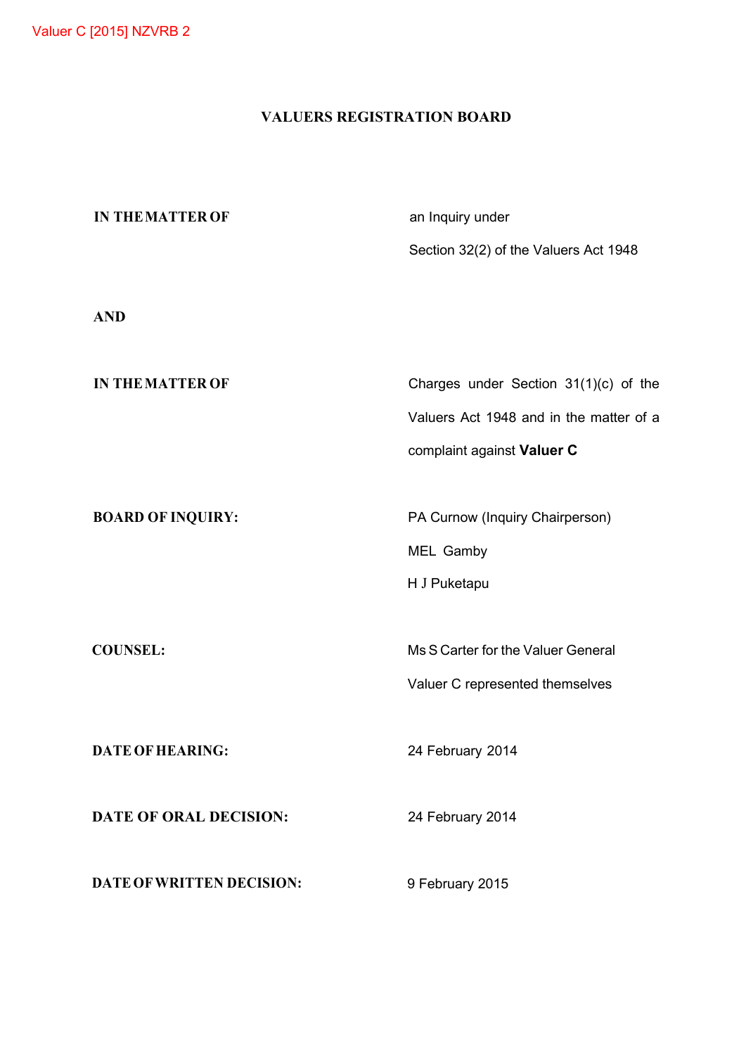Valuer C [2015] NZVRB 2

# VALUERS REGISTRATION BOARD

| | |
|---|---|
| **IN THE MATTER OF** | an Inquiry under Section 32(2) of the Valuers Act 1948 |
| **AND** | |
| **IN THE MATTER OF** | Charges under Section 31(1)(c) of the Valuers Act 1948 and in the matter of a complaint against **Valuer C** |
| **BOARD OF INQUIRY:** | PA Curnow (Inquiry Chairperson)<br>MEL Gamby<br>H J Puketapu |
| **COUNSEL:** | Ms S Carter for the Valuer General<br>Valuer C represented themselves |
| **DATE OF HEARING:** | 24 February 2014 |
| **DATE OF ORAL DECISION:** | 24 February 2014 |
| **DATE OF WRITTEN DECISION:** | 9 February 2015 |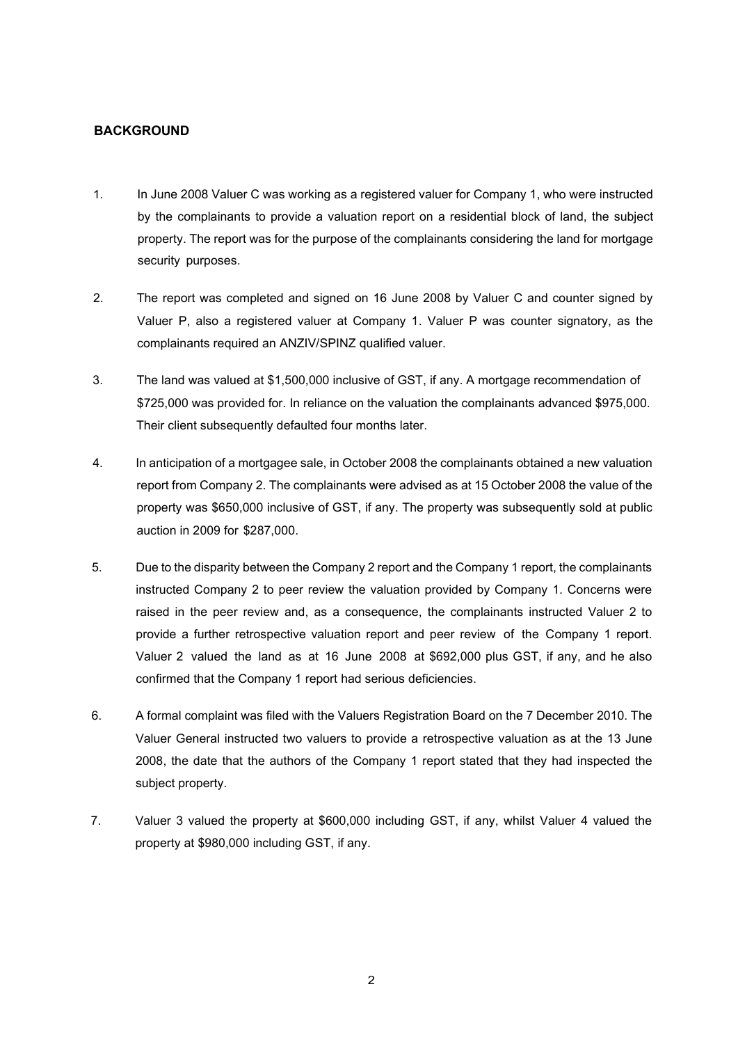## BACKGROUND

1. In June 2008 Valuer C was working as a registered valuer for Company 1, who were instructed by the complainants to provide a valuation report on a residential block of land, the subject property. The report was for the purpose of the complainants considering the land for mortgage security purposes.

2. The report was completed and signed on 16 June 2008 by Valuer C and counter signed by Valuer P, also a registered valuer at Company 1. Valuer P was counter signatory, as the complainants required an ANZIV/SPINZ qualified valuer.

3. The land was valued at $1,500,000 inclusive of GST, if any. A mortgage recommendation of $725,000 was provided for. In reliance on the valuation the complainants advanced $975,000. Their client subsequently defaulted four months later.

4. In anticipation of a mortgagee sale, in October 2008 the complainants obtained a new valuation report from Company 2. The complainants were advised as at 15 October 2008 the value of the property was $650,000 inclusive of GST, if any. The property was subsequently sold at public auction in 2009 for $287,000.

5. Due to the disparity between the Company 2 report and the Company 1 report, the complainants instructed Company 2 to peer review the valuation provided by Company 1. Concerns were raised in the peer review and, as a consequence, the complainants instructed Valuer 2 to provide a further retrospective valuation report and peer review of the Company 1 report. Valuer 2 valued the land as at 16 June 2008 at $692,000 plus GST, if any, and he also confirmed that the Company 1 report had serious deficiencies.

6. A formal complaint was filed with the Valuers Registration Board on the 7 December 2010. The Valuer General instructed two valuers to provide a retrospective valuation as at the 13 June 2008, the date that the authors of the Company 1 report stated that they had inspected the subject property.

7. Valuer 3 valued the property at $600,000 including GST, if any, whilst Valuer 4 valued the property at $980,000 including GST, if any.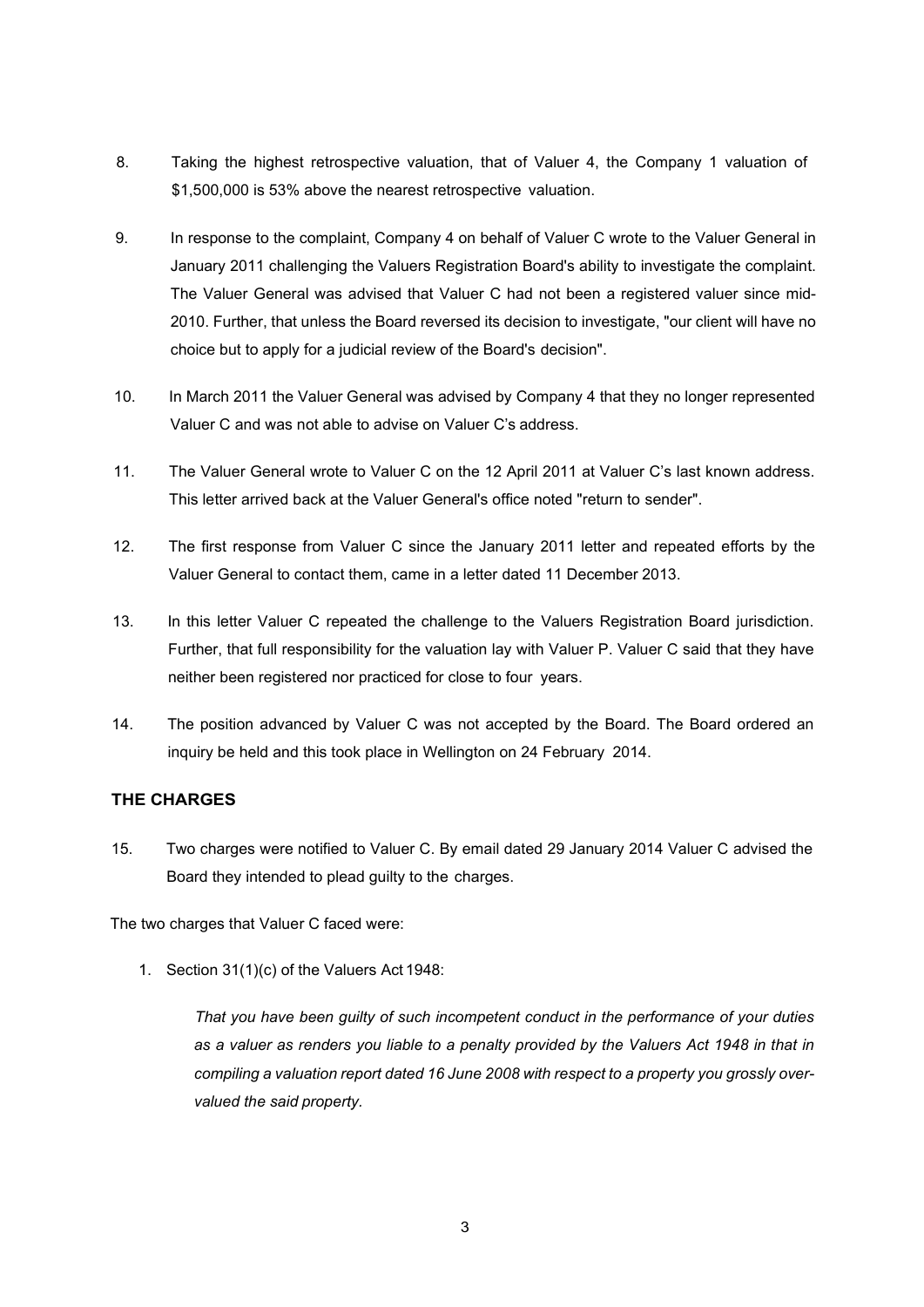8. Taking the highest retrospective valuation, that of Valuer 4, the Company 1 valuation of $1,500,000 is 53% above the nearest retrospective valuation.

9. In response to the complaint, Company 4 on behalf of Valuer C wrote to the Valuer General in January 2011 challenging the Valuers Registration Board's ability to investigate the complaint. The Valuer General was advised that Valuer C had not been a registered valuer since mid-2010. Further, that unless the Board reversed its decision to investigate, "our client will have no choice but to apply for a judicial review of the Board's decision".

10. In March 2011 the Valuer General was advised by Company 4 that they no longer represented Valuer C and was not able to advise on Valuer C's address.

11. The Valuer General wrote to Valuer C on the 12 April 2011 at Valuer C's last known address. This letter arrived back at the Valuer General's office noted "return to sender".

12. The first response from Valuer C since the January 2011 letter and repeated efforts by the Valuer General to contact them, came in a letter dated 11 December 2013.

13. In this letter Valuer C repeated the challenge to the Valuers Registration Board jurisdiction. Further, that full responsibility for the valuation lay with Valuer P. Valuer C said that they have neither been registered nor practiced for close to four years.

14. The position advanced by Valuer C was not accepted by the Board. The Board ordered an inquiry be held and this took place in Wellington on 24 February 2014.

## THE CHARGES

15. Two charges were notified to Valuer C. By email dated 29 January 2014 Valuer C advised the Board they intended to plead guilty to the charges.

The two charges that Valuer C faced were:

1. Section 31(1)(c) of the Valuers Act 1948:

   *That you have been guilty of such incompetent conduct in the performance of your duties as a valuer as renders you liable to a penalty provided by the Valuers Act 1948 in that in compiling a valuation report dated 16 June 2008 with respect to a property you grossly over-valued the said property.*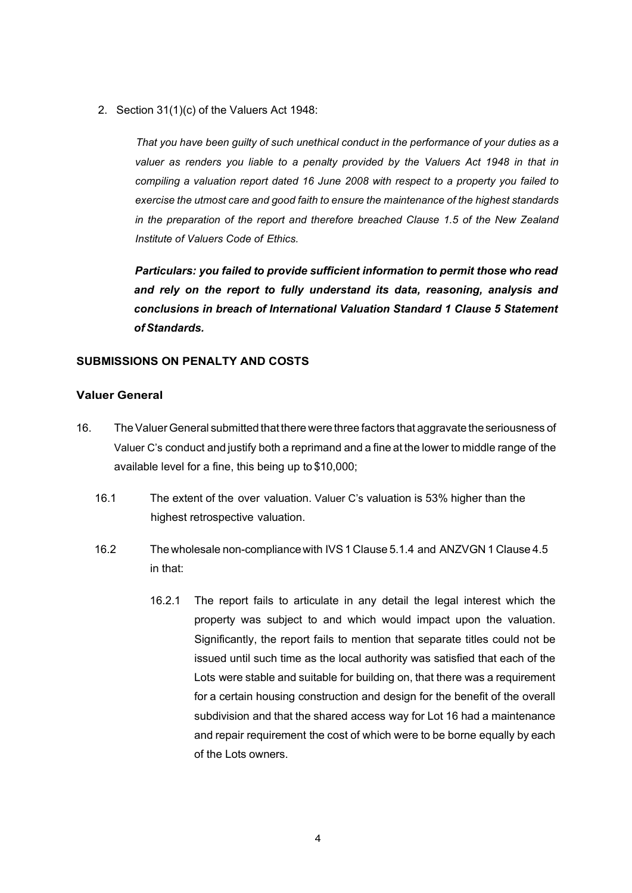2. Section 31(1)(c) of the Valuers Act 1948:

   *That you have been guilty of such unethical conduct in the performance of your duties as a valuer as renders you liable to a penalty provided by the Valuers Act 1948 in that in compiling a valuation report dated 16 June 2008 with respect to a property you failed to exercise the utmost care and good faith to ensure the maintenance of the highest standards in the preparation of the report and therefore breached Clause 1.5 of the New Zealand Institute of Valuers Code of Ethics.*

   ***Particulars: you failed to provide sufficient information to permit those who read and rely on the report to fully understand its data, reasoning, analysis and conclusions in breach of International Valuation Standard 1 Clause 5 Statement of Standards.***

## SUBMISSIONS ON PENALTY AND COSTS

### Valuer General

16. The Valuer General submitted that there were three factors that aggravate the seriousness of Valuer C's conduct and justify both a reprimand and a fine at the lower to middle range of the available level for a fine, this being up to $10,000;

    16.1 The extent of the over valuation. Valuer C's valuation is 53% higher than the highest retrospective valuation.

    16.2 The wholesale non-compliance with IVS 1 Clause 5.1.4 and ANZVGN 1 Clause 4.5 in that:

    16.2.1 The report fails to articulate in any detail the legal interest which the property was subject to and which would impact upon the valuation. Significantly, the report fails to mention that separate titles could not be issued until such time as the local authority was satisfied that each of the Lots were stable and suitable for building on, that there was a requirement for a certain housing construction and design for the benefit of the overall subdivision and that the shared access way for Lot 16 had a maintenance and repair requirement the cost of which were to be borne equally by each of the Lots owners.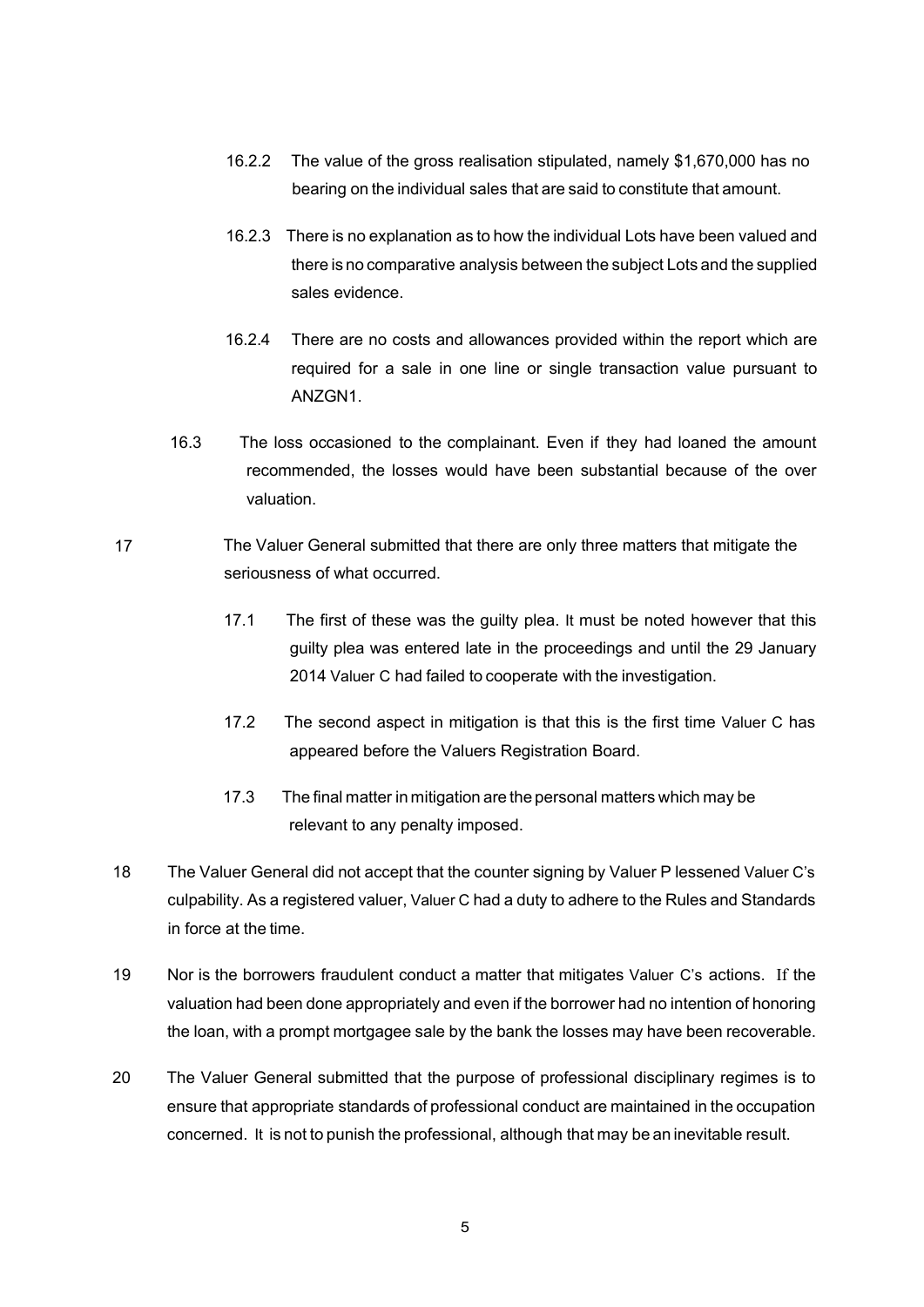16.2.2 The value of the gross realisation stipulated, namely $1,670,000 has no bearing on the individual sales that are said to constitute that amount.

16.2.3 There is no explanation as to how the individual Lots have been valued and there is no comparative analysis between the subject Lots and the supplied sales evidence.

16.2.4 There are no costs and allowances provided within the report which are required for a sale in one line or single transaction value pursuant to ANZGN1.

16.3 The loss occasioned to the complainant. Even if they had loaned the amount recommended, the losses would have been substantial because of the over valuation.

17 The Valuer General submitted that there are only three matters that mitigate the seriousness of what occurred.

17.1 The first of these was the guilty plea. It must be noted however that this guilty plea was entered late in the proceedings and until the 29 January 2014 Valuer C had failed to cooperate with the investigation.

17.2 The second aspect in mitigation is that this is the first time Valuer C has appeared before the Valuers Registration Board.

17.3 The final matter in mitigation are the personal matters which may be relevant to any penalty imposed.

18 The Valuer General did not accept that the counter signing by Valuer P lessened Valuer C's culpability. As a registered valuer, Valuer C had a duty to adhere to the Rules and Standards in force at the time.

19 Nor is the borrowers fraudulent conduct a matter that mitigates Valuer C's actions. If the valuation had been done appropriately and even if the borrower had no intention of honoring the loan, with a prompt mortgagee sale by the bank the losses may have been recoverable.

20 The Valuer General submitted that the purpose of professional disciplinary regimes is to ensure that appropriate standards of professional conduct are maintained in the occupation concerned. It is not to punish the professional, although that may be an inevitable result.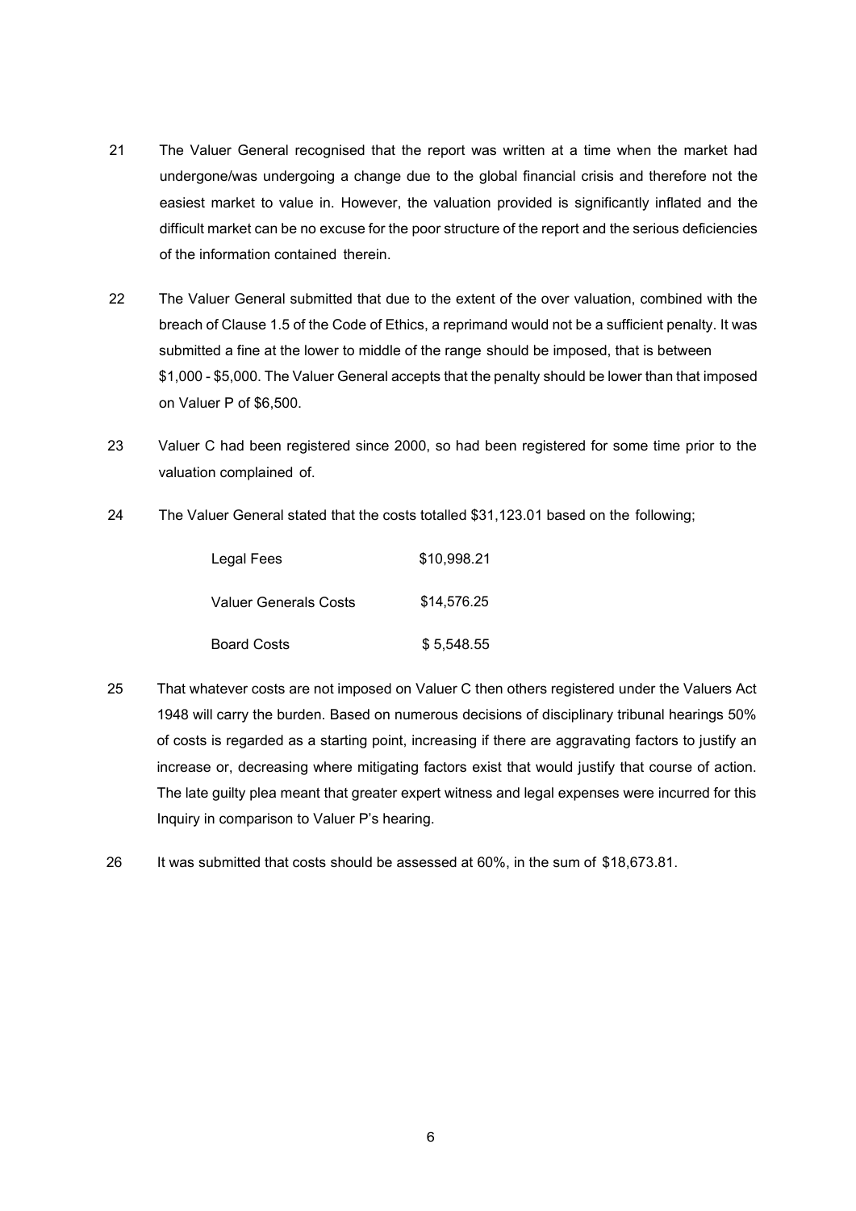21 The Valuer General recognised that the report was written at a time when the market had undergone/was undergoing a change due to the global financial crisis and therefore not the easiest market to value in. However, the valuation provided is significantly inflated and the difficult market can be no excuse for the poor structure of the report and the serious deficiencies of the information contained therein.

22 The Valuer General submitted that due to the extent of the over valuation, combined with the breach of Clause 1.5 of the Code of Ethics, a reprimand would not be a sufficient penalty. It was submitted a fine at the lower to middle of the range should be imposed, that is between $1,000 - $5,000. The Valuer General accepts that the penalty should be lower than that imposed on Valuer P of $6,500.

23 Valuer C had been registered since 2000, so had been registered for some time prior to the valuation complained of.

24 The Valuer General stated that the costs totalled $31,123.01 based on the following;

| | |
|---|---|
| Legal Fees | $10,998.21 |
| Valuer Generals Costs | $14,576.25 |
| Board Costs | $ 5,548.55 |

25 That whatever costs are not imposed on Valuer C then others registered under the Valuers Act 1948 will carry the burden. Based on numerous decisions of disciplinary tribunal hearings 50% of costs is regarded as a starting point, increasing if there are aggravating factors to justify an increase or, decreasing where mitigating factors exist that would justify that course of action. The late guilty plea meant that greater expert witness and legal expenses were incurred for this Inquiry in comparison to Valuer P's hearing.

26 It was submitted that costs should be assessed at 60%, in the sum of $18,673.81.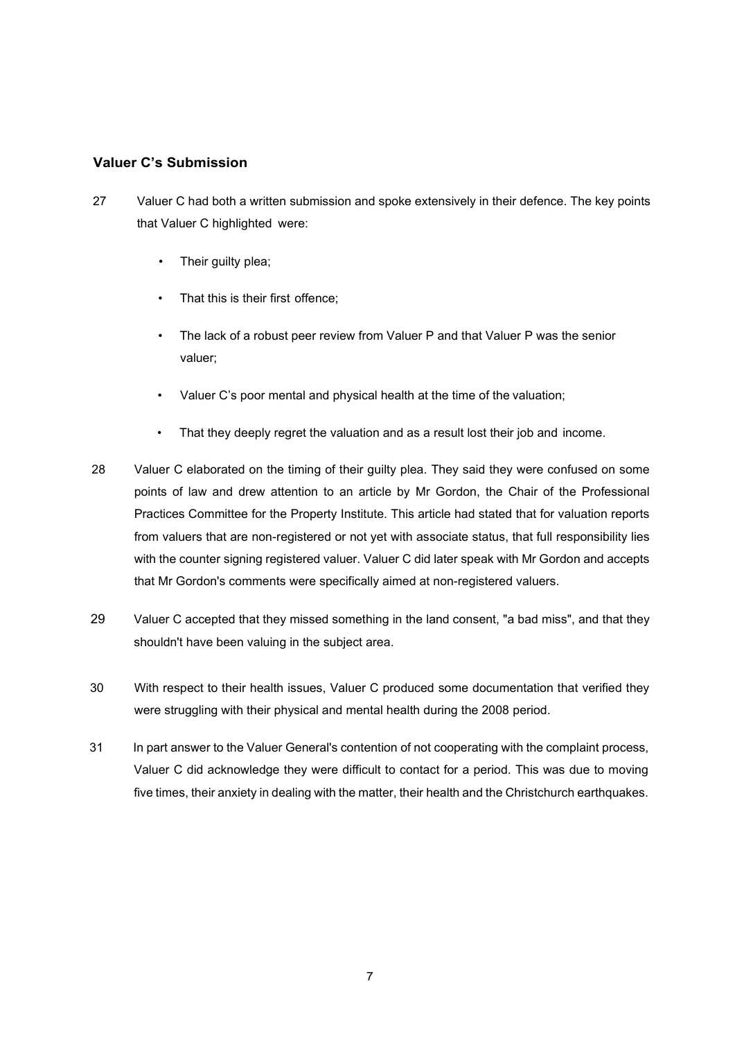### Valuer C's Submission

27 Valuer C had both a written submission and spoke extensively in their defence. The key points that Valuer C highlighted were:

- Their guilty plea;
- That this is their first offence;
- The lack of a robust peer review from Valuer P and that Valuer P was the senior valuer;
- Valuer C's poor mental and physical health at the time of the valuation;
- That they deeply regret the valuation and as a result lost their job and income.

28 Valuer C elaborated on the timing of their guilty plea. They said they were confused on some points of law and drew attention to an article by Mr Gordon, the Chair of the Professional Practices Committee for the Property Institute. This article had stated that for valuation reports from valuers that are non-registered or not yet with associate status, that full responsibility lies with the counter signing registered valuer. Valuer C did later speak with Mr Gordon and accepts that Mr Gordon's comments were specifically aimed at non-registered valuers.

29 Valuer C accepted that they missed something in the land consent, "a bad miss", and that they shouldn't have been valuing in the subject area.

30 With respect to their health issues, Valuer C produced some documentation that verified they were struggling with their physical and mental health during the 2008 period.

31 In part answer to the Valuer General's contention of not cooperating with the complaint process, Valuer C did acknowledge they were difficult to contact for a period. This was due to moving five times, their anxiety in dealing with the matter, their health and the Christchurch earthquakes.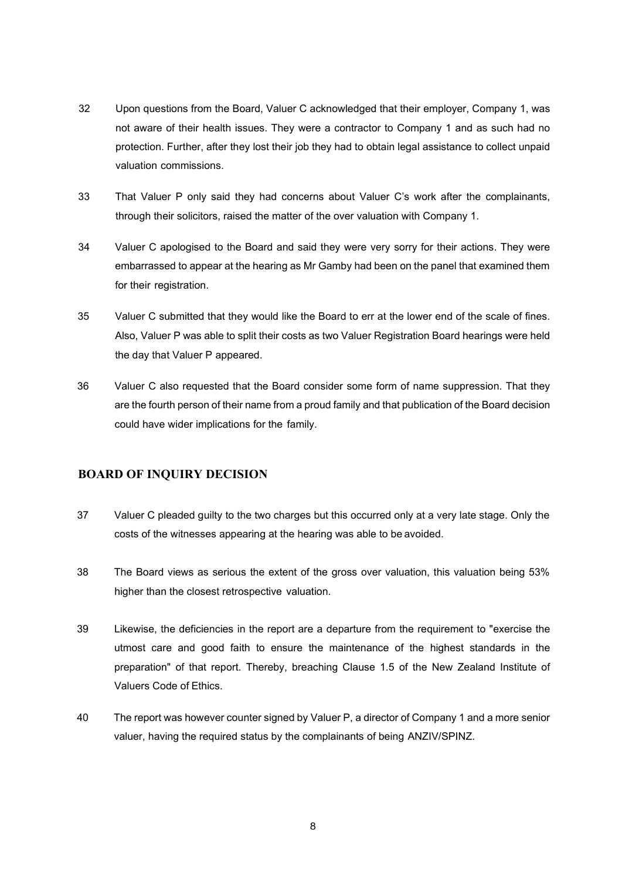32 Upon questions from the Board, Valuer C acknowledged that their employer, Company 1, was not aware of their health issues. They were a contractor to Company 1 and as such had no protection. Further, after they lost their job they had to obtain legal assistance to collect unpaid valuation commissions.

33 That Valuer P only said they had concerns about Valuer C's work after the complainants, through their solicitors, raised the matter of the over valuation with Company 1.

34 Valuer C apologised to the Board and said they were very sorry for their actions. They were embarrassed to appear at the hearing as Mr Gamby had been on the panel that examined them for their registration.

35 Valuer C submitted that they would like the Board to err at the lower end of the scale of fines. Also, Valuer P was able to split their costs as two Valuer Registration Board hearings were held the day that Valuer P appeared.

36 Valuer C also requested that the Board consider some form of name suppression. That they are the fourth person of their name from a proud family and that publication of the Board decision could have wider implications for the family.

## BOARD OF INQUIRY DECISION

37 Valuer C pleaded guilty to the two charges but this occurred only at a very late stage. Only the costs of the witnesses appearing at the hearing was able to be avoided.

38 The Board views as serious the extent of the gross over valuation, this valuation being 53% higher than the closest retrospective valuation.

39 Likewise, the deficiencies in the report are a departure from the requirement to "exercise the utmost care and good faith to ensure the maintenance of the highest standards in the preparation" of that report. Thereby, breaching Clause 1.5 of the New Zealand Institute of Valuers Code of Ethics.

40 The report was however counter signed by Valuer P, a director of Company 1 and a more senior valuer, having the required status by the complainants of being ANZIV/SPINZ.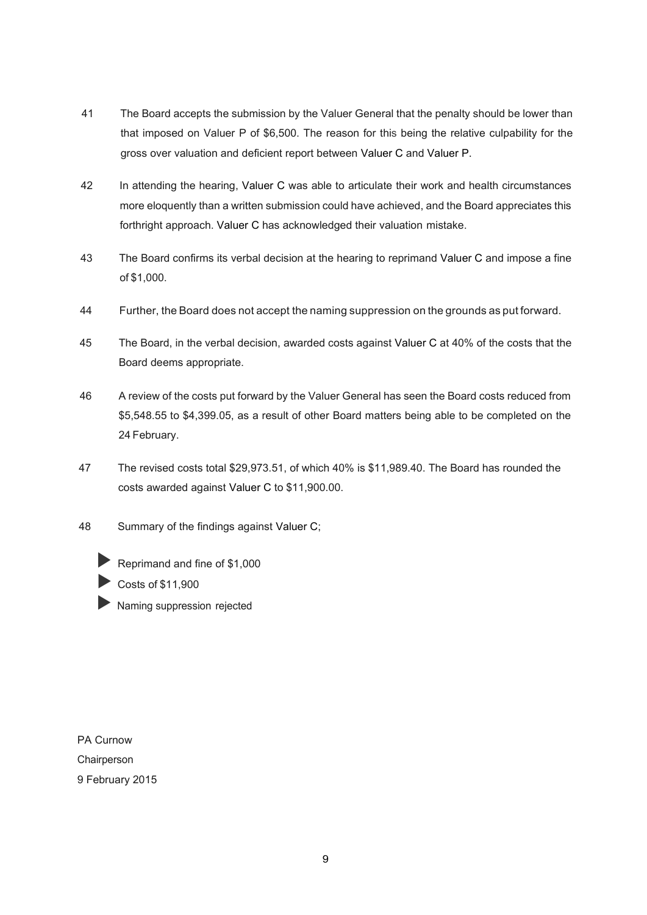41 The Board accepts the submission by the Valuer General that the penalty should be lower than that imposed on Valuer P of $6,500. The reason for this being the relative culpability for the gross over valuation and deficient report between Valuer C and Valuer P.

42 In attending the hearing, Valuer C was able to articulate their work and health circumstances more eloquently than a written submission could have achieved, and the Board appreciates this forthright approach. Valuer C has acknowledged their valuation mistake.

43 The Board confirms its verbal decision at the hearing to reprimand Valuer C and impose a fine of $1,000.

44 Further, the Board does not accept the naming suppression on the grounds as put forward.

45 The Board, in the verbal decision, awarded costs against Valuer C at 40% of the costs that the Board deems appropriate.

46 A review of the costs put forward by the Valuer General has seen the Board costs reduced from $5,548.55 to $4,399.05, as a result of other Board matters being able to be completed on the 24 February.

47 The revised costs total $29,973.51, of which 40% is $11,989.40. The Board has rounded the costs awarded against Valuer C to $11,900.00.

48 Summary of the findings against Valuer C;

- Reprimand and fine of $1,000
- Costs of $11,900
- Naming suppression rejected

PA Curnow
Chairperson
9 February 2015